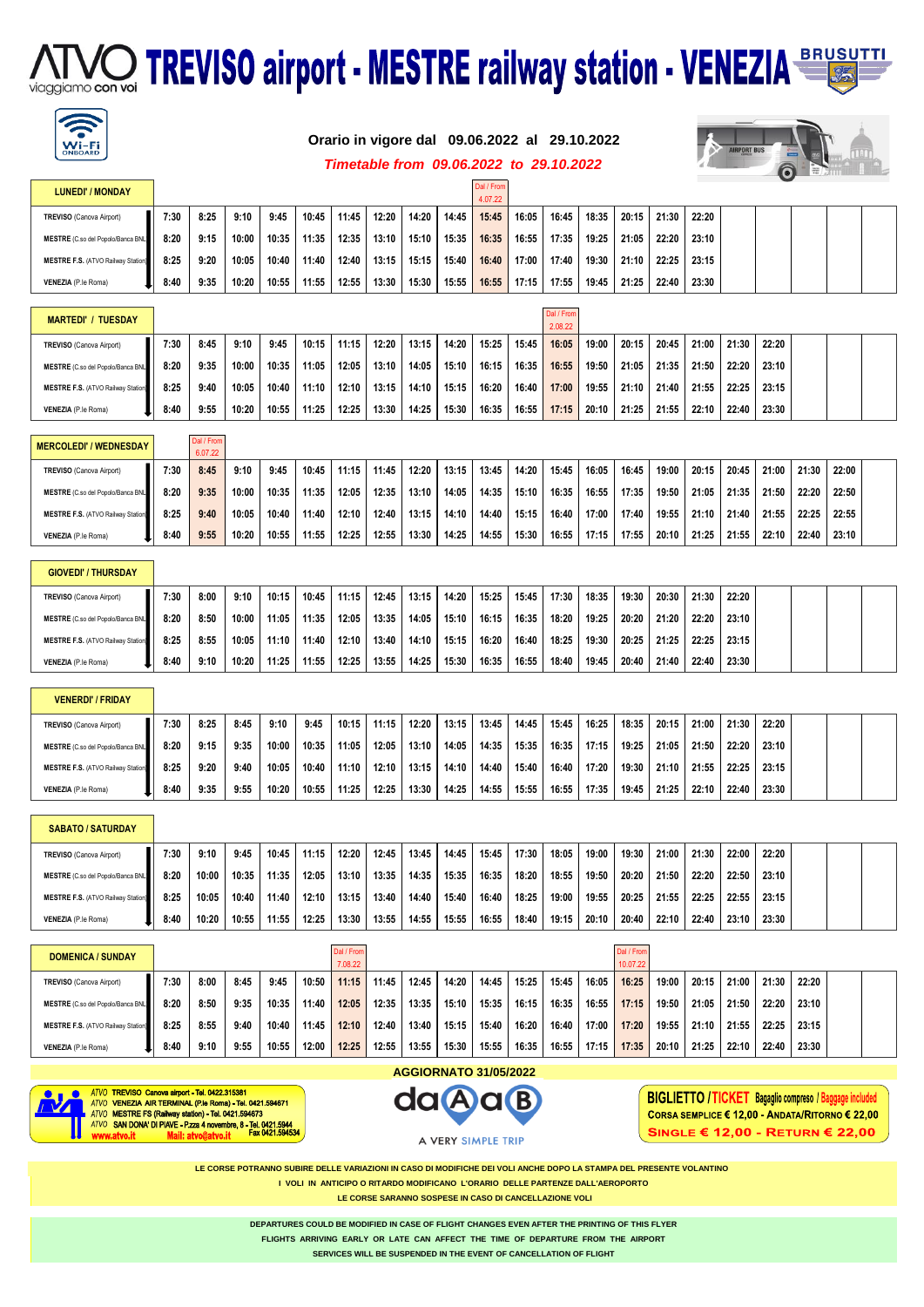# ATVO viaggiamo con voi — TREVISO airport - MESTRE railway station - VENEZIA

BRUSUTTI

Wi-Fi ONBOARD

**Orario in vigore dal 09.06.2022 al 29.10.2022**

*Timetable from 09.06.2022 to 29.10.2022*

## LUNEDI' / MONDAY

| | | | | | | | | | | Dal / From 4.07.22 | | | | | | |
|---|---|---|---|---|---|---|---|---|---|---|---|---|---|---|---|---|
| **TREVISO** (Canova Airport) | 7:30 | 8:25 | 9:10 | 9:45 | 10:45 | 11:45 | 12:20 | 14:20 | 14:45 | 15:45 | 16:05 | 16:45 | 18:35 | 20:15 | 21:30 | 22:20 |
| **MESTRE** (C.so del Popolo/Banca BNL) | 8:20 | 9:15 | 10:00 | 10:35 | 11:35 | 12:35 | 13:10 | 15:10 | 15:35 | 16:35 | 16:55 | 17:35 | 19:25 | 21:05 | 22:20 | 23:10 |
| **MESTRE F.S.** (ATVO Railway Station) | 8:25 | 9:20 | 10:05 | 10:40 | 11:40 | 12:40 | 13:15 | 15:15 | 15:40 | 16:40 | 17:00 | 17:40 | 19:30 | 21:10 | 22:25 | 23:15 |
| **VENEZIA** (P.le Roma) | 8:40 | 9:35 | 10:20 | 10:55 | 11:55 | 12:55 | 13:30 | 15:30 | 15:55 | 16:55 | 17:15 | 17:55 | 19:45 | 21:25 | 22:40 | 23:30 |

## MARTEDI' / TUESDAY

| | | | | | | | | | | | | Dal / From 2.08.22 | | | | | | |
|---|---|---|---|---|---|---|---|---|---|---|---|---|---|---|---|---|---|---|
| **TREVISO** (Canova Airport) | 7:30 | 8:45 | 9:10 | 9:45 | 10:15 | 11:15 | 12:20 | 13:15 | 14:20 | 15:25 | 15:45 | 16:05 | 19:00 | 20:15 | 20:45 | 21:00 | 21:30 | 22:20 |
| **MESTRE** (C.so del Popolo/Banca BNL) | 8:20 | 9:35 | 10:00 | 10:35 | 11:05 | 12:05 | 13:10 | 14:05 | 15:10 | 16:15 | 16:35 | 16:55 | 19:50 | 21:05 | 21:35 | 21:50 | 22:20 | 23:10 |
| **MESTRE F.S.** (ATVO Railway Station) | 8:25 | 9:40 | 10:05 | 10:40 | 11:10 | 12:10 | 13:15 | 14:10 | 15:15 | 16:20 | 16:40 | 17:00 | 19:55 | 21:10 | 21:40 | 21:55 | 22:25 | 23:15 |
| **VENEZIA** (P.le Roma) | 8:40 | 9:55 | 10:20 | 10:55 | 11:25 | 12:25 | 13:30 | 14:25 | 15:30 | 16:35 | 16:55 | 17:15 | 20:10 | 21:25 | 21:55 | 22:10 | 22:40 | 23:30 |

## MERCOLEDI' / WEDNESDAY

| | | Dal / From 6.07.22 | | | | | | | | | | | | | | | | | | | |
|---|---|---|---|---|---|---|---|---|---|---|---|---|---|---|---|---|---|---|---|---|---|
| **TREVISO** (Canova Airport) | 7:30 | 8:45 | 9:10 | 9:45 | 10:45 | 11:15 | 11:45 | 12:20 | 13:15 | 13:45 | 14:20 | 15:45 | 16:05 | 16:45 | 19:00 | 20:15 | 20:45 | 21:00 | 21:30 | 22:00 |
| **MESTRE** (C.so del Popolo/Banca BNL) | 8:20 | 9:35 | 10:00 | 10:35 | 11:35 | 12:05 | 12:35 | 13:10 | 14:05 | 14:35 | 15:10 | 16:35 | 16:55 | 17:35 | 19:50 | 21:05 | 21:35 | 21:50 | 22:20 | 22:50 |
| **MESTRE F.S.** (ATVO Railway Station) | 8:25 | 9:40 | 10:05 | 10:40 | 11:40 | 12:10 | 12:40 | 13:15 | 14:10 | 14:40 | 15:15 | 16:40 | 17:00 | 17:40 | 19:55 | 21:10 | 21:40 | 21:55 | 22:25 | 22:55 |
| **VENEZIA** (P.le Roma) | 8:40 | 9:55 | 10:20 | 10:55 | 11:55 | 12:25 | 12:55 | 13:30 | 14:25 | 14:55 | 15:30 | 16:55 | 17:15 | 17:55 | 20:10 | 21:25 | 21:55 | 22:10 | 22:40 | 23:10 |

## GIOVEDI' / THURSDAY

| | | | | | | | | | | | | | | | | | |
|---|---|---|---|---|---|---|---|---|---|---|---|---|---|---|---|---|---|
| **TREVISO** (Canova Airport) | 7:30 | 8:00 | 9:10 | 10:15 | 10:45 | 11:15 | 12:45 | 13:15 | 14:20 | 15:25 | 15:45 | 17:30 | 18:35 | 19:30 | 20:30 | 21:30 | 22:20 |
| **MESTRE** (C.so del Popolo/Banca BNL) | 8:20 | 8:50 | 10:00 | 11:05 | 11:35 | 12:05 | 13:35 | 14:05 | 15:10 | 16:15 | 16:35 | 18:20 | 19:25 | 20:20 | 21:20 | 22:20 | 23:10 |
| **MESTRE F.S.** (ATVO Railway Station) | 8:25 | 8:55 | 10:05 | 11:10 | 11:40 | 12:10 | 13:40 | 14:10 | 15:15 | 16:20 | 16:40 | 18:25 | 19:30 | 20:25 | 21:25 | 22:25 | 23:15 |
| **VENEZIA** (P.le Roma) | 8:40 | 9:10 | 10:20 | 11:25 | 11:55 | 12:25 | 13:55 | 14:25 | 15:30 | 16:35 | 16:55 | 18:40 | 19:45 | 20:40 | 21:40 | 22:40 | 23:30 |

## VENERDI' / FRIDAY

| | | | | | | | | | | | | | | | | | | |
|---|---|---|---|---|---|---|---|---|---|---|---|---|---|---|---|---|---|---|
| **TREVISO** (Canova Airport) | 7:30 | 8:25 | 8:45 | 9:10 | 9:45 | 10:15 | 11:15 | 12:20 | 13:15 | 13:45 | 14:45 | 15:45 | 16:25 | 18:35 | 20:15 | 21:00 | 21:30 | 22:20 |
| **MESTRE** (C.so del Popolo/Banca BNL) | 8:20 | 9:15 | 9:35 | 10:00 | 10:35 | 11:05 | 12:05 | 13:10 | 14:05 | 14:35 | 15:35 | 16:35 | 17:15 | 19:25 | 21:05 | 21:50 | 22:20 | 23:10 |
| **MESTRE F.S.** (ATVO Railway Station) | 8:25 | 9:20 | 9:40 | 10:05 | 10:40 | 11:10 | 12:10 | 13:15 | 14:10 | 14:40 | 15:40 | 16:40 | 17:20 | 19:30 | 21:10 | 21:55 | 22:25 | 23:15 |
| **VENEZIA** (P.le Roma) | 8:40 | 9:35 | 9:55 | 10:20 | 10:55 | 11:25 | 12:25 | 13:30 | 14:25 | 14:55 | 15:55 | 16:55 | 17:35 | 19:45 | 21:25 | 22:10 | 22:40 | 23:30 |

## SABATO / SATURDAY

| | | | | | | | | | | | | | | | | | | |
|---|---|---|---|---|---|---|---|---|---|---|---|---|---|---|---|---|---|---|
| **TREVISO** (Canova Airport) | 7:30 | 9:10 | 9:45 | 10:45 | 11:15 | 12:20 | 12:45 | 13:45 | 14:45 | 15:45 | 17:30 | 18:05 | 19:00 | 19:30 | 21:00 | 21:30 | 22:00 | 22:20 |
| **MESTRE** (C.so del Popolo/Banca BNL) | 8:20 | 10:00 | 10:35 | 11:35 | 12:05 | 13:10 | 13:35 | 14:35 | 15:35 | 16:35 | 18:20 | 18:55 | 19:50 | 20:20 | 21:50 | 22:20 | 22:50 | 23:10 |
| **MESTRE F.S.** (ATVO Railway Station) | 8:25 | 10:05 | 10:40 | 11:40 | 12:10 | 13:15 | 13:40 | 14:40 | 15:40 | 16:40 | 18:25 | 19:00 | 19:55 | 20:25 | 21:55 | 22:25 | 22:55 | 23:15 |
| **VENEZIA** (P.le Roma) | 8:40 | 10:20 | 10:55 | 11:55 | 12:25 | 13:30 | 13:55 | 14:55 | 15:55 | 16:55 | 18:40 | 19:15 | 20:10 | 20:40 | 22:10 | 22:40 | 23:10 | 23:30 |

## DOMENICA / SUNDAY

| | | | | | | Dal / From 7.08.22 | | | | | | | | Dal / From 10.07.22 | | | | | | |
|---|---|---|---|---|---|---|---|---|---|---|---|---|---|---|---|---|---|---|---|---|
| **TREVISO** (Canova Airport) | 7:30 | 8:00 | 8:45 | 9:45 | 10:50 | 11:15 | 11:45 | 12:45 | 14:20 | 14:45 | 15:25 | 15:45 | 16:05 | 16:25 | 19:00 | 20:15 | 21:00 | 21:30 | 22:20 |
| **MESTRE** (C.so del Popolo/Banca BNL) | 8:20 | 8:50 | 9:35 | 10:35 | 11:40 | 12:05 | 12:35 | 13:35 | 15:10 | 15:35 | 16:15 | 16:35 | 16:55 | 17:15 | 19:50 | 21:05 | 21:50 | 22:20 | 23:10 |
| **MESTRE F.S.** (ATVO Railway Station) | 8:25 | 8:55 | 9:40 | 10:40 | 11:45 | 12:10 | 12:40 | 13:40 | 15:15 | 15:40 | 16:20 | 16:40 | 17:00 | 17:20 | 19:55 | 21:10 | 21:55 | 22:25 | 23:15 |
| **VENEZIA** (P.le Roma) | 8:40 | 9:10 | 9:55 | 10:55 | 12:00 | 12:25 | 12:55 | 13:55 | 15:30 | 15:55 | 16:35 | 16:55 | 17:15 | 17:35 | 20:10 | 21:25 | 22:10 | 22:40 | 23:30 |

**AGGIORNATO 31/05/2022**

ATVO TREVISO Canova airport - Tel. 0422.315381
ATVO VENEZIA AIR TERMINAL (P.le Roma) - Tel. 0421.594671
ATVO MESTRE FS (Railway station) - Tel. 0421.594673
ATVO SAN DONA' DI PIAVE - P.zza 4 novembre, 8 - Tel. 0421.5944 Fax 0421.594534
www.atvo.it Mail: atvo@atvo.it

daAaB — A VERY SIMPLE TRIP

**BIGLIETTO / TICKET** Bagaglio compreso / Baggage included
**CORSA SEMPLICE € 12,00 - ANDATA/RITORNO € 22,00**
**SINGLE € 12,00 - RETURN € 22,00**

**LE CORSE POTRANNO SUBIRE DELLE VARIAZIONI IN CASO DI MODIFICHE DEI VOLI ANCHE DOPO LA STAMPA DEL PRESENTE VOLANTINO**
**I VOLI IN ANTICIPO O RITARDO MODIFICANO L'ORARIO DELLE PARTENZE DALL'AEROPORTO**
**LE CORSE SARANNO SOSPESE IN CASO DI CANCELLAZIONE VOLI**

**DEPARTURES COULD BE MODIFIED IN CASE OF FLIGHT CHANGES EVEN AFTER THE PRINTING OF THIS FLYER**
**FLIGHTS ARRIVING EARLY OR LATE CAN AFFECT THE TIME OF DEPARTURE FROM THE AIRPORT**
**SERVICES WILL BE SUSPENDED IN THE EVENT OF CANCELLATION OF FLIGHT**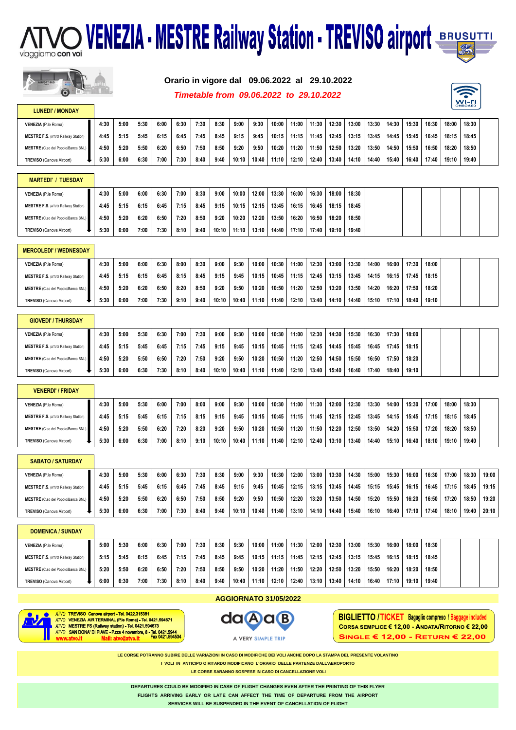# ATVO viaggiamo con voi — VENEZIA - MESTRE Railway Station - TREVISO airport — BRUSUTTI

**Orario in vigore dal 09.06.2022 al 29.10.2022**

***Timetable from 09.06.2022 to 29.10.2022***

Wi-Fi ONBOARD

**LUNEDI' / MONDAY**

| | | | | | | | | | | | | | | | | | | | | |
|---|---|---|---|---|---|---|---|---|---|---|---|---|---|---|---|---|---|---|---|---|
| **VENEZIA** (P.le Roma) | 4:30 | 5:00 | 5:30 | 6:00 | 6:30 | 7:30 | 8:30 | 9:00 | 9:30 | 10:00 | 11:00 | 11:30 | 12:30 | 13:00 | 13:30 | 14:30 | 15:30 | 16:30 | 18:00 | 18:30 |
| **MESTRE F.S.** (ATVO Railway Station) | 4:45 | 5:15 | 5:45 | 6:15 | 6:45 | 7:45 | 8:45 | 9:15 | 9:45 | 10:15 | 11:15 | 11:45 | 12:45 | 13:15 | 13:45 | 14:45 | 15:45 | 16:45 | 18:15 | 18:45 |
| **MESTRE** (C.so del Popolo/Banca BNL) | 4:50 | 5:20 | 5:50 | 6:20 | 6:50 | 7:50 | 8:50 | 9:20 | 9:50 | 10:20 | 11:20 | 11:50 | 12:50 | 13:20 | 13:50 | 14:50 | 15:50 | 16:50 | 18:20 | 18:50 |
| **TREVISO** (Canova Airport) | 5:30 | 6:00 | 6:30 | 7:00 | 7:30 | 8:40 | 9:40 | 10:10 | 10:40 | 11:10 | 12:10 | 12:40 | 13:40 | 14:10 | 14:40 | 15:40 | 16:40 | 17:40 | 19:10 | 19:40 |

**MARTEDI' / TUESDAY**

| | | | | | | | | | | | | | | |
|---|---|---|---|---|---|---|---|---|---|---|---|---|---|---|
| **VENEZIA** (P.le Roma) | 4:30 | 5:00 | 6:00 | 6:30 | 7:00 | 8:30 | 9:00 | 10:00 | 12:00 | 13:30 | 16:00 | 16:30 | 18:00 | 18:30 |
| **MESTRE F.S.** (ATVO Railway Station) | 4:45 | 5:15 | 6:15 | 6:45 | 7:15 | 8:45 | 9:15 | 10:15 | 12:15 | 13:45 | 16:15 | 16:45 | 18:15 | 18:45 |
| **MESTRE** (C.so del Popolo/Banca BNL) | 4:50 | 5:20 | 6:20 | 6:50 | 7:20 | 8:50 | 9:20 | 10:20 | 12:20 | 13:50 | 16:20 | 16:50 | 18:20 | 18:50 |
| **TREVISO** (Canova Airport) | 5:30 | 6:00 | 7:00 | 7:30 | 8:10 | 9:40 | 10:10 | 11:10 | 13:10 | 14:40 | 17:10 | 17:40 | 19:10 | 19:40 |

**MERCOLEDI' / WEDNESDAY**

| | | | | | | | | | | | | | | | | | | |
|---|---|---|---|---|---|---|---|---|---|---|---|---|---|---|---|---|---|---|
| **VENEZIA** (P.le Roma) | 4:30 | 5:00 | 6:00 | 6:30 | 8:00 | 8:30 | 9:00 | 9:30 | 10:00 | 10:30 | 11:00 | 12:30 | 13:00 | 13:30 | 14:00 | 16:00 | 17:30 | 18:00 |
| **MESTRE F.S.** (ATVO Railway Station) | 4:45 | 5:15 | 6:15 | 6:45 | 8:15 | 8:45 | 9:15 | 9:45 | 10:15 | 10:45 | 11:15 | 12:45 | 13:15 | 13:45 | 14:15 | 16:15 | 17:45 | 18:15 |
| **MESTRE** (C.so del Popolo/Banca BNL) | 4:50 | 5:20 | 6:20 | 6:50 | 8:20 | 8:50 | 9:20 | 9:50 | 10:20 | 10:50 | 11:20 | 12:50 | 13:20 | 13:50 | 14:20 | 16:20 | 17:50 | 18:20 |
| **TREVISO** (Canova Airport) | 5:30 | 6:00 | 7:00 | 7:30 | 9:10 | 9:40 | 10:10 | 10:40 | 11:10 | 11:40 | 12:10 | 13:40 | 14:10 | 14:40 | 15:10 | 17:10 | 18:40 | 19:10 |

**GIOVEDI' / THURSDAY**

| | | | | | | | | | | | | | | | | | |
|---|---|---|---|---|---|---|---|---|---|---|---|---|---|---|---|---|---|
| **VENEZIA** (P.le Roma) | 4:30 | 5:00 | 5:30 | 6:30 | 7:00 | 7:30 | 9:00 | 9:30 | 10:00 | 10:30 | 11:00 | 12:30 | 14:30 | 15:30 | 16:30 | 17:30 | 18:00 |
| **MESTRE F.S.** (ATVO Railway Station) | 4:45 | 5:15 | 5:45 | 6:45 | 7:15 | 7:45 | 9:15 | 9:45 | 10:15 | 10:45 | 11:15 | 12:45 | 14:45 | 15:45 | 16:45 | 17:45 | 18:15 |
| **MESTRE** (C.so del Popolo/Banca BNL) | 4:50 | 5:20 | 5:50 | 6:50 | 7:20 | 7:50 | 9:20 | 9:50 | 10:20 | 10:50 | 11:20 | 12:50 | 14:50 | 15:50 | 16:50 | 17:50 | 18:20 |
| **TREVISO** (Canova Airport) | 5:30 | 6:00 | 6:30 | 7:30 | 8:10 | 8:40 | 10:10 | 10:40 | 11:10 | 11:40 | 12:10 | 13:40 | 15:40 | 16:40 | 17:40 | 18:40 | 19:10 |

**VENERDI' / FRIDAY**

| | | | | | | | | | | | | | | | | | | | | |
|---|---|---|---|---|---|---|---|---|---|---|---|---|---|---|---|---|---|---|---|---|
| **VENEZIA** (P.le Roma) | 4:30 | 5:00 | 5:30 | 6:00 | 7:00 | 8:00 | 9:00 | 9:30 | 10:00 | 10:30 | 11:00 | 11:30 | 12:00 | 12:30 | 13:30 | 14:00 | 15:30 | 17:00 | 18:00 | 18:30 |
| **MESTRE F.S.** (ATVO Railway Station) | 4:45 | 5:15 | 5:45 | 6:15 | 7:15 | 8:15 | 9:15 | 9:45 | 10:15 | 10:45 | 11:15 | 11:45 | 12:15 | 12:45 | 13:45 | 14:15 | 15:45 | 17:15 | 18:15 | 18:45 |
| **MESTRE** (C.so del Popolo/Banca BNL) | 4:50 | 5:20 | 5:50 | 6:20 | 7:20 | 8:20 | 9:20 | 9:50 | 10:20 | 10:50 | 11:20 | 11:50 | 12:20 | 12:50 | 13:50 | 14:20 | 15:50 | 17:20 | 18:20 | 18:50 |
| **TREVISO** (Canova Airport) | 5:30 | 6:00 | 6:30 | 7:00 | 8:10 | 9:10 | 10:10 | 10:40 | 11:10 | 11:40 | 12:10 | 12:40 | 13:10 | 13:40 | 14:40 | 15:10 | 16:40 | 18:10 | 19:10 | 19:40 |

**SABATO / SATURDAY**

| | | | | | | | | | | | | | | | | | | | | | |
|---|---|---|---|---|---|---|---|---|---|---|---|---|---|---|---|---|---|---|---|---|---|
| **VENEZIA** (P.le Roma) | 4:30 | 5:00 | 5:30 | 6:00 | 6:30 | 7:30 | 8:30 | 9:00 | 9:30 | 10:30 | 12:00 | 13:00 | 13:30 | 14:30 | 15:00 | 15:30 | 16:00 | 16:30 | 17:00 | 18:30 | 19:00 |
| **MESTRE F.S.** (ATVO Railway Station) | 4:45 | 5:15 | 5:45 | 6:15 | 6:45 | 7:45 | 8:45 | 9:15 | 9:45 | 10:45 | 12:15 | 13:15 | 13:45 | 14:45 | 15:15 | 15:45 | 16:15 | 16:45 | 17:15 | 18:45 | 19:15 |
| **MESTRE** (C.so del Popolo/Banca BNL) | 4:50 | 5:20 | 5:50 | 6:20 | 6:50 | 7:50 | 8:50 | 9:20 | 9:50 | 10:50 | 12:20 | 13:20 | 13:50 | 14:50 | 15:20 | 15:50 | 16:20 | 16:50 | 17:20 | 18:50 | 19:20 |
| **TREVISO** (Canova Airport) | 5:30 | 6:00 | 6:30 | 7:00 | 7:30 | 8:40 | 9:40 | 10:10 | 10:40 | 11:40 | 13:10 | 14:10 | 14:40 | 15:40 | 16:10 | 16:40 | 17:10 | 17:40 | 18:10 | 19:40 | 20:10 |

**DOMENICA / SUNDAY**

| | | | | | | | | | | | | | | | | | | |
|---|---|---|---|---|---|---|---|---|---|---|---|---|---|---|---|---|---|---|
| **VENEZIA** (P.le Roma) | 5:00 | 5:30 | 6:00 | 6:30 | 7:00 | 7:30 | 8:30 | 9:30 | 10:00 | 11:00 | 11:30 | 12:00 | 12:30 | 13:00 | 15:30 | 16:00 | 18:00 | 18:30 |
| **MESTRE F.S.** (ATVO Railway Station) | 5:15 | 5:45 | 6:15 | 6:45 | 7:15 | 7:45 | 8:45 | 9:45 | 10:15 | 11:15 | 11:45 | 12:15 | 12:45 | 13:15 | 15:45 | 16:15 | 18:15 | 18:45 |
| **MESTRE** (C.so del Popolo/Banca BNL) | 5:20 | 5:50 | 6:20 | 6:50 | 7:20 | 7:50 | 8:50 | 9:50 | 10:20 | 11:20 | 11:50 | 12:20 | 12:50 | 13:20 | 15:50 | 16:20 | 18:20 | 18:50 |
| **TREVISO** (Canova Airport) | 6:00 | 6:30 | 7:00 | 7:30 | 8:10 | 8:40 | 9:40 | 10:40 | 11:10 | 12:10 | 12:40 | 13:10 | 13:40 | 14:10 | 16:40 | 17:10 | 19:10 | 19:40 |

**AGGIORNATO 31/05/2022**

ATVO TREVISO Canova airport - Tel. 0422.315381
ATVO VENEZIA AIR TERMINAL (P.le Roma) - Tel. 0421.594671
ATVO MESTRE FS (Railway station) - Tel. 0421.594673
ATVO SAN DONA' DI PIAVE - P.zza 4 novembre, 8 - Tel. 0421.5944 Fax 0421.594534
www.atvo.it Mail: atvo@atvo.it

daAaB — A VERY SIMPLE TRIP

**BIGLIETTO / TICKET** Bagaglio compreso / Baggage included
**CORSA SEMPLICE € 12,00 - ANDATA/RITORNO € 22,00**
**SINGLE € 12,00 - RETURN € 22,00**

LE CORSE POTRANNO SUBIRE DELLE VARIAZIONI IN CASO DI MODIFICHE DEI VOLI ANCHE DOPO LA STAMPA DEL PRESENTE VOLANTINO
I VOLI IN ANTICIPO O RITARDO MODIFICANO L'ORARIO DELLE PARTENZE DALL'AEROPORTO
LE CORSE SARANNO SOSPESE IN CASO DI CANCELLAZIONE VOLI

DEPARTURES COULD BE MODIFIED IN CASE OF FLIGHT CHANGES EVEN AFTER THE PRINTING OF THIS FLYER
FLIGHTS ARRIVING EARLY OR LATE CAN AFFECT THE TIME OF DEPARTURE FROM THE AIRPORT
SERVICES WILL BE SUSPENDED IN THE EVENT OF CANCELLATION OF FLIGHT